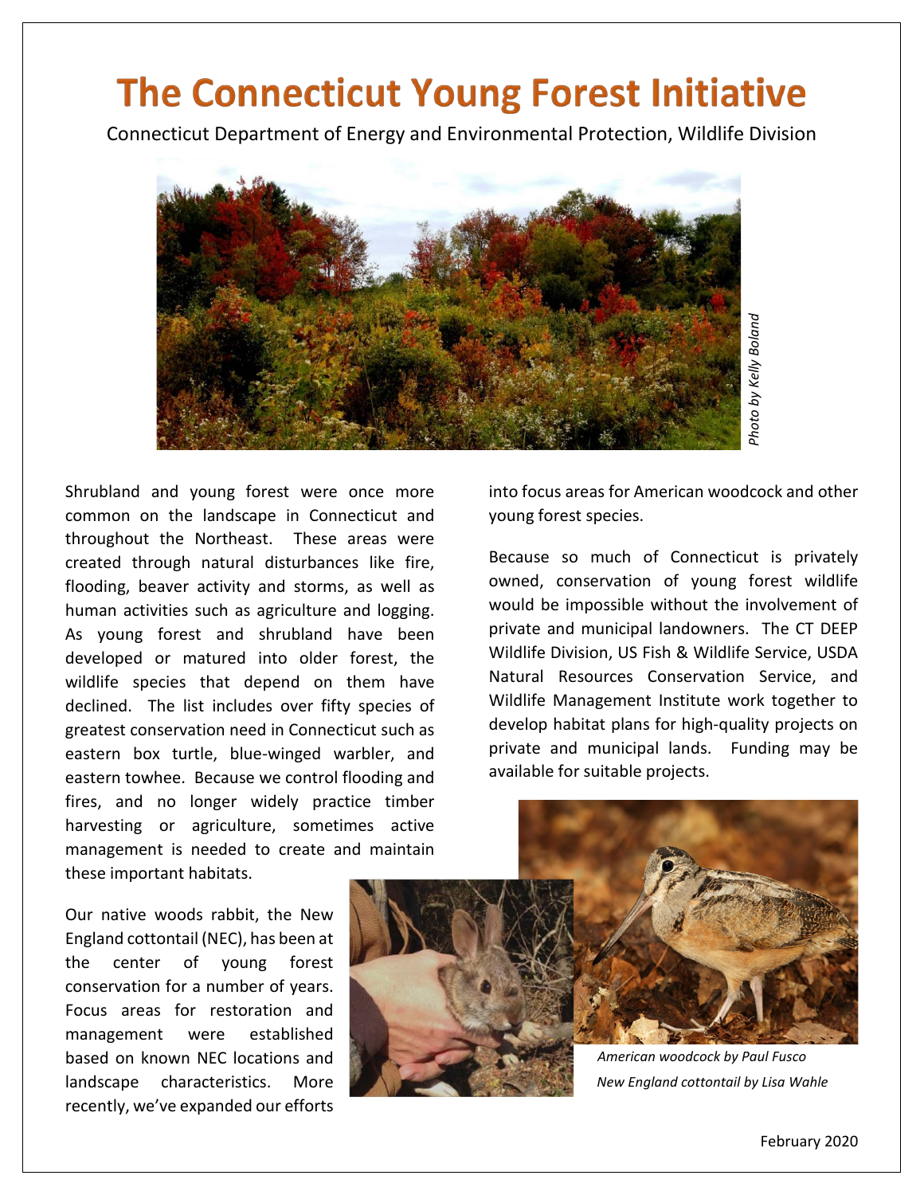# The Connecticut Young Forest Initiative

Connecticut Department of Energy and Environmental Protection, Wildlife Division

*Photo by Kelly Boland*

Shrubland and young forest were once more common on the landscape in Connecticut and throughout the Northeast. These areas were created through natural disturbances like fire, flooding, beaver activity and storms, as well as human activities such as agriculture and logging. As young forest and shrubland have been developed or matured into older forest, the wildlife species that depend on them have declined. The list includes over fifty species of greatest conservation need in Connecticut such as eastern box turtle, blue-winged warbler, and eastern towhee. Because we control flooding and fires, and no longer widely practice timber harvesting or agriculture, sometimes active management is needed to create and maintain these important habitats.

Our native woods rabbit, the New England cottontail (NEC), has been at the center of young forest conservation for a number of years. Focus areas for restoration and management were established based on known NEC locations and landscape characteristics. More recently, we've expanded our efforts into focus areas for American woodcock and other young forest species.

Because so much of Connecticut is privately owned, conservation of young forest wildlife would be impossible without the involvement of private and municipal landowners. The CT DEEP Wildlife Division, US Fish & Wildlife Service, USDA Natural Resources Conservation Service, and Wildlife Management Institute work together to develop habitat plans for high-quality projects on private and municipal lands. Funding may be available for suitable projects.

*American woodcock by Paul Fusco*

*New England cottontail by Lisa Wahle*

February 2020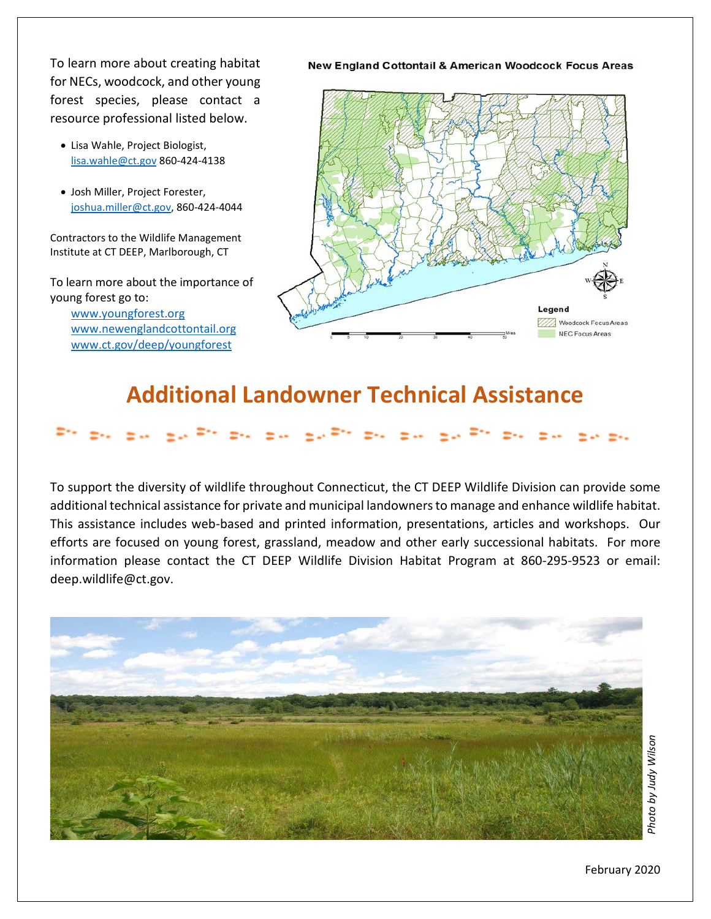To learn more about creating habitat for NECs, woodcock, and other young forest species, please contact a resource professional listed below.

- Lisa Wahle, Project Biologist, lisa.wahle@ct.gov 860-424-4138
- Josh Miller, Project Forester, joshua.miller@ct.gov, 860-424-4044

Contractors to the Wildlife Management Institute at CT DEEP, Marlborough, CT

To learn more about the importance of young forest go to:

www.youngforest.org
www.newenglandcottontail.org
www.ct.gov/deep/youngforest

**New England Cottontail & American Woodcock Focus Areas**

Legend
Woodcock Focus Areas
NEC Focus Areas

# Additional Landowner Technical Assistance

To support the diversity of wildlife throughout Connecticut, the CT DEEP Wildlife Division can provide some additional technical assistance for private and municipal landowners to manage and enhance wildlife habitat. This assistance includes web-based and printed information, presentations, articles and workshops. Our efforts are focused on young forest, grassland, meadow and other early successional habitats. For more information please contact the CT DEEP Wildlife Division Habitat Program at 860-295-9523 or email: deep.wildlife@ct.gov.

*Photo by Judy Wilson*

February 2020